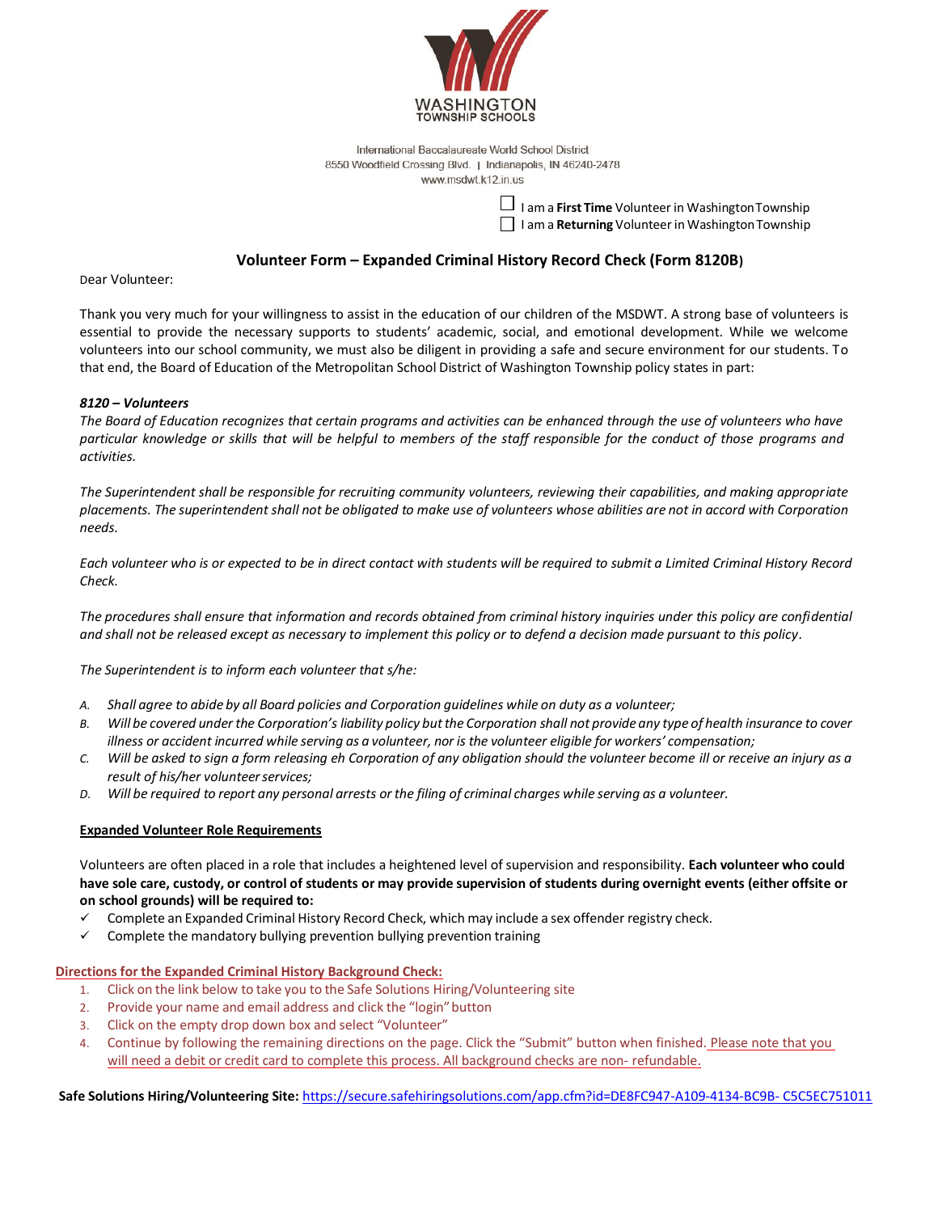WASHINGTON TOWNSHIP SCHOOLS

International Baccalaureate World School District
8550 Woodfield Crossing Blvd. | Indianapolis, IN 46240-2478
www.msdwt.k12.in.us

☐ I am a **First Time** Volunteer in Washington Township
☐ I am a **Returning** Volunteer in Washington Township

## Volunteer Form – Expanded Criminal History Record Check (Form 8120B)

Dear Volunteer:

Thank you very much for your willingness to assist in the education of our children of the MSDWT. A strong base of volunteers is essential to provide the necessary supports to students' academic, social, and emotional development. While we welcome volunteers into our school community, we must also be diligent in providing a safe and secure environment for our students. To that end, the Board of Education of the Metropolitan School District of Washington Township policy states in part:

***8120 – Volunteers***

*The Board of Education recognizes that certain programs and activities can be enhanced through the use of volunteers who have particular knowledge or skills that will be helpful to members of the staff responsible for the conduct of those programs and activities.*

*The Superintendent shall be responsible for recruiting community volunteers, reviewing their capabilities, and making appropriate placements. The superintendent shall not be obligated to make use of volunteers whose abilities are not in accord with Corporation needs.*

*Each volunteer who is or expected to be in direct contact with students will be required to submit a Limited Criminal History Record Check.*

*The procedures shall ensure that information and records obtained from criminal history inquiries under this policy are confidential and shall not be released except as necessary to implement this policy or to defend a decision made pursuant to this policy.*

*The Superintendent is to inform each volunteer that s/he:*

A. *Shall agree to abide by all Board policies and Corporation guidelines while on duty as a volunteer;*
B. *Will be covered under the Corporation's liability policy but the Corporation shall not provide any type of health insurance to cover illness or accident incurred while serving as a volunteer, nor is the volunteer eligible for workers' compensation;*
C. *Will be asked to sign a form releasing eh Corporation of any obligation should the volunteer become ill or receive an injury as a result of his/her volunteer services;*
D. *Will be required to report any personal arrests or the filing of criminal charges while serving as a volunteer.*

**Expanded Volunteer Role Requirements**

Volunteers are often placed in a role that includes a heightened level of supervision and responsibility. **Each volunteer who could have sole care, custody, or control of students or may provide supervision of students during overnight events (either offsite or on school grounds) will be required to:**

- ✓ Complete an Expanded Criminal History Record Check, which may include a sex offender registry check.
- ✓ Complete the mandatory bullying prevention bullying prevention training

**Directions for the Expanded Criminal History Background Check:**

1. Click on the link below to take you to the Safe Solutions Hiring/Volunteering site
2. Provide your name and email address and click the "login" button
3. Click on the empty drop down box and select "Volunteer"
4. Continue by following the remaining directions on the page. Click the "Submit" button when finished. Please note that you will need a debit or credit card to complete this process. All background checks are non- refundable.

**Safe Solutions Hiring/Volunteering Site:** https://secure.safehiringsolutions.com/app.cfm?id=DE8FC947-A109-4134-BC9B- C5C5EC751011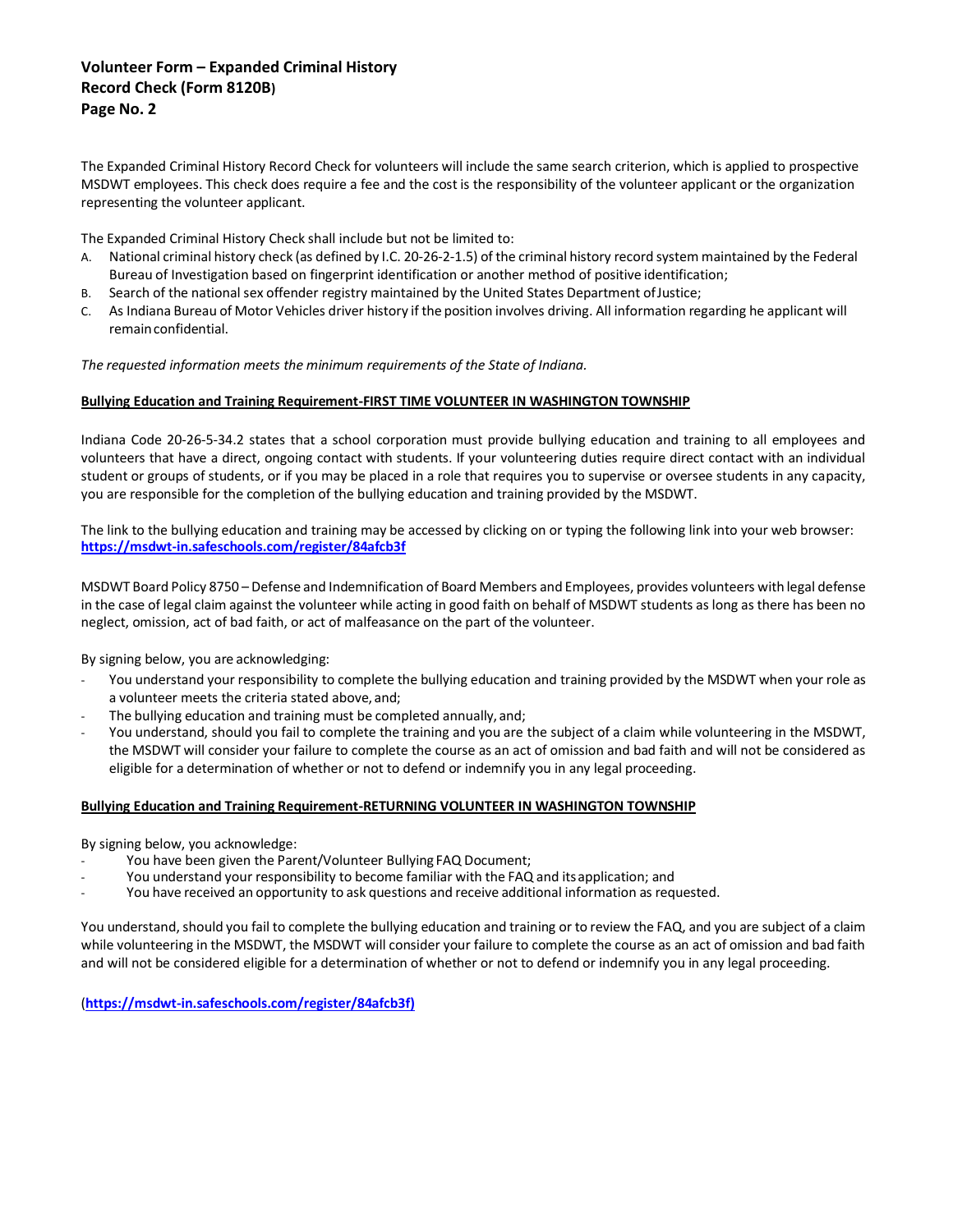**Volunteer Form – Expanded Criminal History Record Check (Form 8120B)**
**Page No. 2**

The Expanded Criminal History Record Check for volunteers will include the same search criterion, which is applied to prospective MSDWT employees. This check does require a fee and the cost is the responsibility of the volunteer applicant or the organization representing the volunteer applicant.

The Expanded Criminal History Check shall include but not be limited to:

A. National criminal history check (as defined by I.C. 20-26-2-1.5) of the criminal history record system maintained by the Federal Bureau of Investigation based on fingerprint identification or another method of positive identification;
B. Search of the national sex offender registry maintained by the United States Department of Justice;
C. As Indiana Bureau of Motor Vehicles driver history if the position involves driving. All information regarding he applicant will remain confidential.

*The requested information meets the minimum requirements of the State of Indiana.*

**Bullying Education and Training Requirement-FIRST TIME VOLUNTEER IN WASHINGTON TOWNSHIP**

Indiana Code 20-26-5-34.2 states that a school corporation must provide bullying education and training to all employees and volunteers that have a direct, ongoing contact with students. If your volunteering duties require direct contact with an individual student or groups of students, or if you may be placed in a role that requires you to supervise or oversee students in any capacity, you are responsible for the completion of the bullying education and training provided by the MSDWT.

The link to the bullying education and training may be accessed by clicking on or typing the following link into your web browser: **https://msdwt-in.safeschools.com/register/84afcb3f**

MSDWT Board Policy 8750 – Defense and Indemnification of Board Members and Employees, provides volunteers with legal defense in the case of legal claim against the volunteer while acting in good faith on behalf of MSDWT students as long as there has been no neglect, omission, act of bad faith, or act of malfeasance on the part of the volunteer.

By signing below, you are acknowledging:

- You understand your responsibility to complete the bullying education and training provided by the MSDWT when your role as a volunteer meets the criteria stated above, and;
- The bullying education and training must be completed annually, and;
- You understand, should you fail to complete the training and you are the subject of a claim while volunteering in the MSDWT, the MSDWT will consider your failure to complete the course as an act of omission and bad faith and will not be considered as eligible for a determination of whether or not to defend or indemnify you in any legal proceeding.

**Bullying Education and Training Requirement-RETURNING VOLUNTEER IN WASHINGTON TOWNSHIP**

By signing below, you acknowledge:

- You have been given the Parent/Volunteer Bullying FAQ Document;
- You understand your responsibility to become familiar with the FAQ and its application; and
- You have received an opportunity to ask questions and receive additional information as requested.

You understand, should you fail to complete the bullying education and training or to review the FAQ, and you are subject of a claim while volunteering in the MSDWT, the MSDWT will consider your failure to complete the course as an act of omission and bad faith and will not be considered eligible for a determination of whether or not to defend or indemnify you in any legal proceeding.

(**https://msdwt-in.safeschools.com/register/84afcb3f)**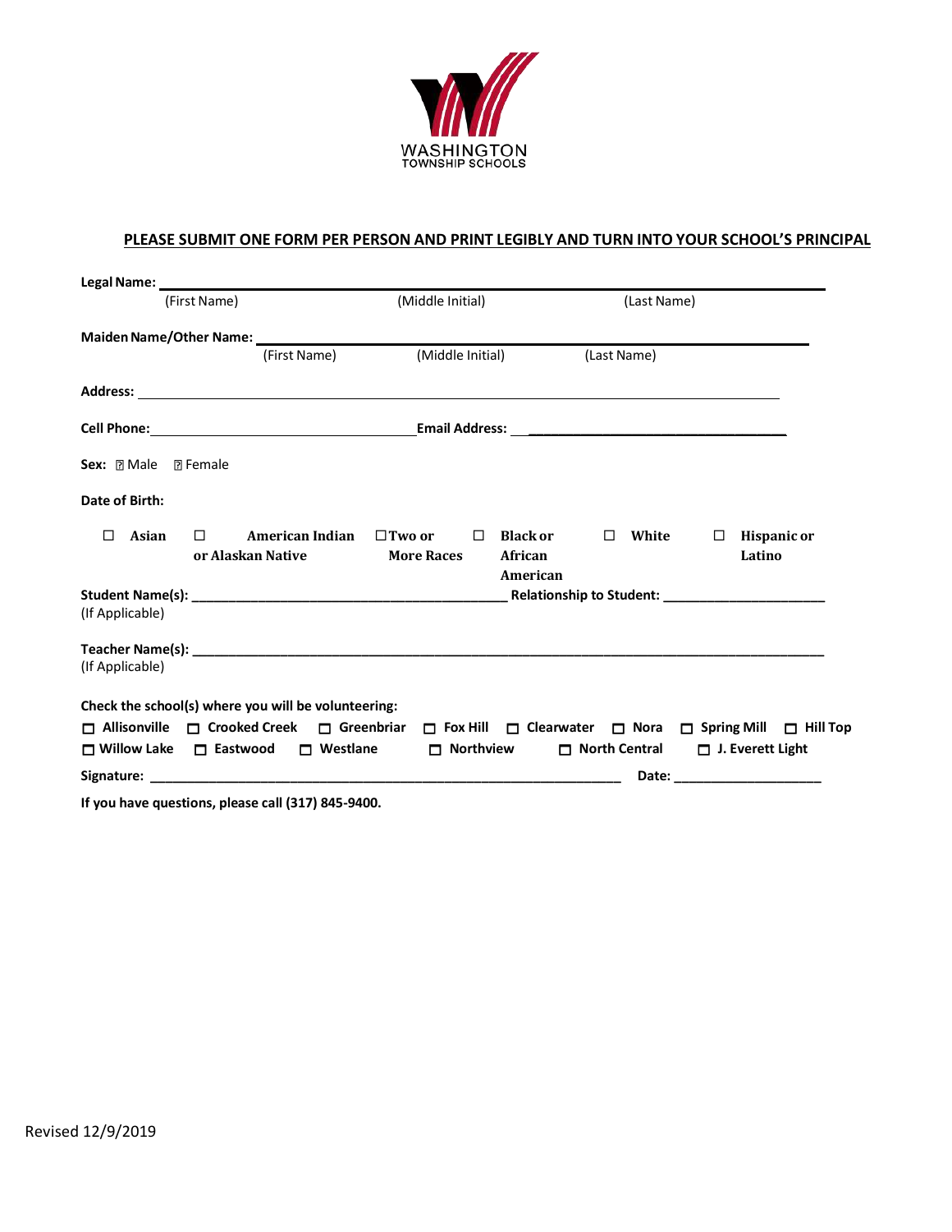WASHINGTON
TOWNSHIP SCHOOLS

**PLEASE SUBMIT ONE FORM PER PERSON AND PRINT LEGIBLY AND TURN INTO YOUR SCHOOL'S PRINCIPAL**

**Legal Name:** ______________________________________________________________

(First Name) (Middle Initial) (Last Name)

**Maiden Name/Other Name:** ______________________________________________________

(First Name) (Middle Initial) (Last Name)

**Address:** ______________________________________________________________

**Cell Phone:** ______________________________ **Email Address:** ______________________________

**Sex:** ☐ Male ☐ Female

**Date of Birth:**

☐ **Asian** ☐ **American Indian or Alaskan Native** ☐ **Two or More Races** ☐ **Black or African American** ☐ **White** ☐ **Hispanic or Latino**

**Student Name(s):** ______________________________ **Relationship to Student:** ____________________
(If Applicable)

**Teacher Name(s):** ______________________________________________________________
(If Applicable)

**Check the school(s) where you will be volunteering:**

☐ **Allisonville** ☐ **Crooked Creek** ☐ **Greenbriar** ☐ **Fox Hill** ☐ **Clearwater** ☐ **Nora** ☐ **Spring Mill** ☐ **Hill Top**
☐ **Willow Lake** ☐ **Eastwood** ☐ **Westlane** ☐ **Northview** ☐ **North Central** ☐ **J. Everett Light**

**Signature:** ______________________________________________ **Date:** ____________________

**If you have questions, please call (317) 845-9400.**

Revised 12/9/2019